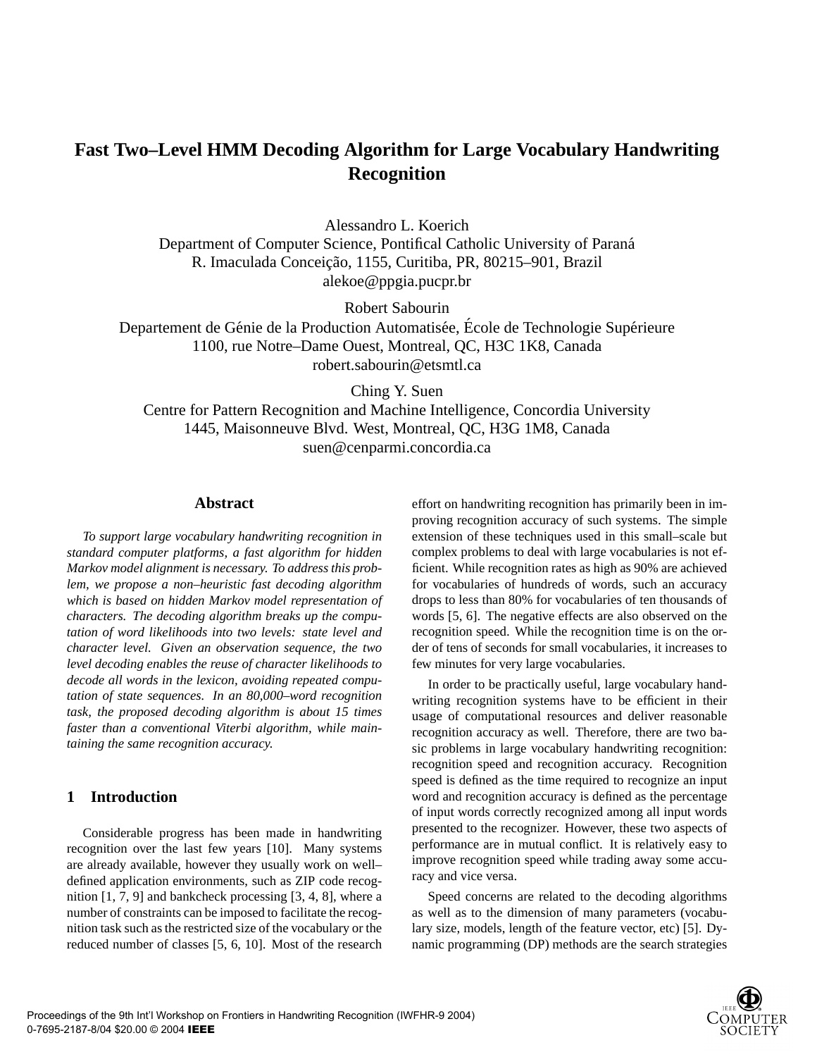# Fast Two–Level HMM Decoding Algorithm for Large Vocabulary Handwriting Recognition

Alessandro L. Koerich
Department of Computer Science, Pontifical Catholic University of Paraná
R. Imaculada Conceição, 1155, Curitiba, PR, 80215–901, Brazil
alekoe@ppgia.pucpr.br

Robert Sabourin
Departement de Génie de la Production Automatisée, École de Technologie Supérieure
1100, rue Notre–Dame Ouest, Montreal, QC, H3C 1K8, Canada
robert.sabourin@etsmtl.ca

Ching Y. Suen
Centre for Pattern Recognition and Machine Intelligence, Concordia University
1445, Maisonneuve Blvd. West, Montreal, QC, H3G 1M8, Canada
suen@cenparmi.concordia.ca

## Abstract

*To support large vocabulary handwriting recognition in standard computer platforms, a fast algorithm for hidden Markov model alignment is necessary. To address this problem, we propose a non–heuristic fast decoding algorithm which is based on hidden Markov model representation of characters. The decoding algorithm breaks up the computation of word likelihoods into two levels: state level and character level. Given an observation sequence, the two level decoding enables the reuse of character likelihoods to decode all words in the lexicon, avoiding repeated computation of state sequences. In an 80,000–word recognition task, the proposed decoding algorithm is about 15 times faster than a conventional Viterbi algorithm, while maintaining the same recognition accuracy.*

## 1 Introduction

Considerable progress has been made in handwriting recognition over the last few years [10]. Many systems are already available, however they usually work on well–defined application environments, such as ZIP code recognition [1, 7, 9] and bankcheck processing [3, 4, 8], where a number of constraints can be imposed to facilitate the recognition task such as the restricted size of the vocabulary or the reduced number of classes [5, 6, 10]. Most of the research effort on handwriting recognition has primarily been in improving recognition accuracy of such systems. The simple extension of these techniques used in this small–scale but complex problems to deal with large vocabularies is not efficient. While recognition rates as high as 90% are achieved for vocabularies of hundreds of words, such an accuracy drops to less than 80% for vocabularies of ten thousands of words [5, 6]. The negative effects are also observed on the recognition speed. While the recognition time is on the order of tens of seconds for small vocabularies, it increases to few minutes for very large vocabularies.

In order to be practically useful, large vocabulary handwriting recognition systems have to be efficient in their usage of computational resources and deliver reasonable recognition accuracy as well. Therefore, there are two basic problems in large vocabulary handwriting recognition: recognition speed and recognition accuracy. Recognition speed is defined as the time required to recognize an input word and recognition accuracy is defined as the percentage of input words correctly recognized among all input words presented to the recognizer. However, these two aspects of performance are in mutual conflict. It is relatively easy to improve recognition speed while trading away some accuracy and vice versa.

Speed concerns are related to the decoding algorithms as well as to the dimension of many parameters (vocabulary size, models, length of the feature vector, etc) [5]. Dynamic programming (DP) methods are the search strategies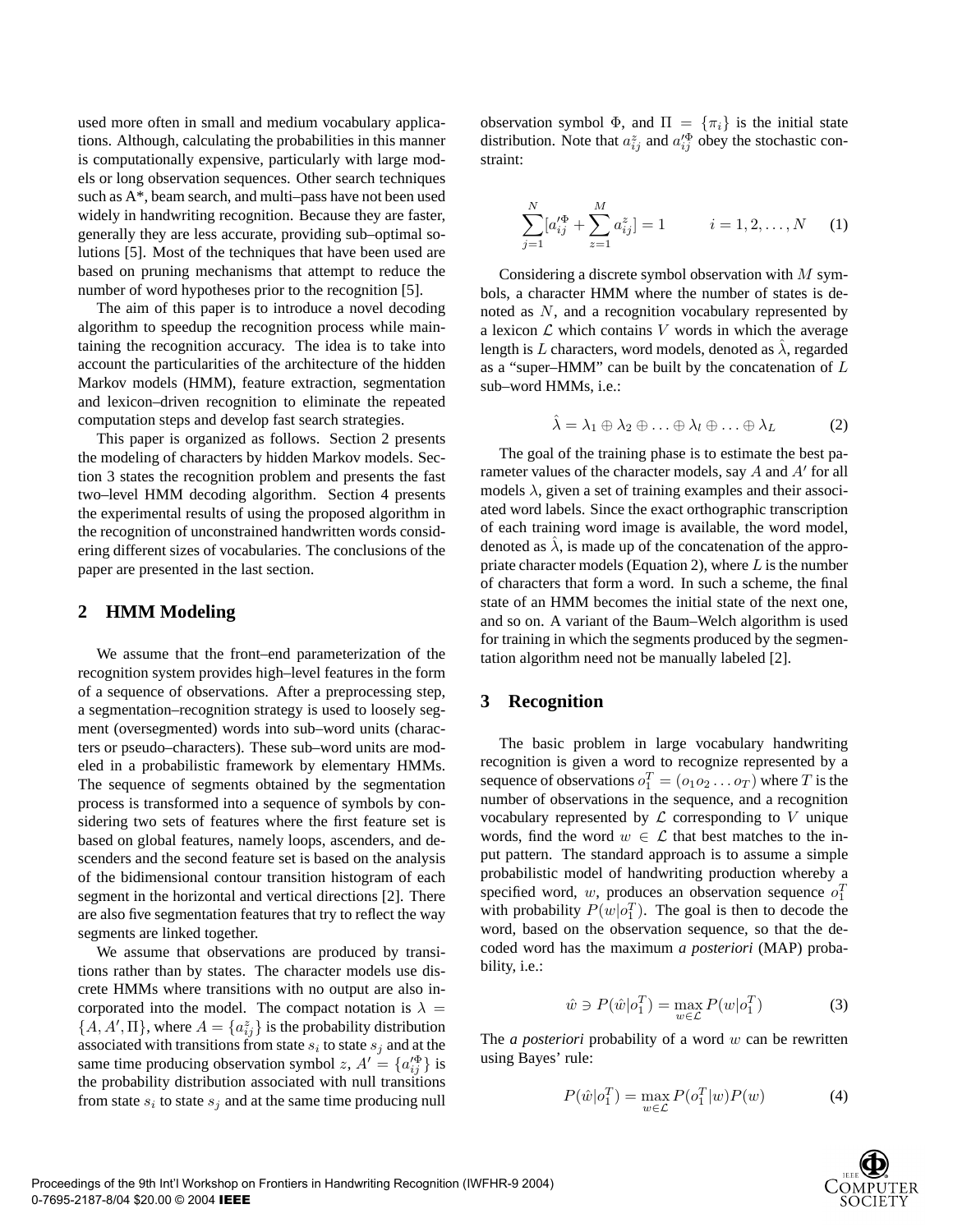used more often in small and medium vocabulary applications. Although, calculating the probabilities in this manner is computationally expensive, particularly with large models or long observation sequences. Other search techniques such as A*, beam search, and multi–pass have not been used widely in handwriting recognition. Because they are faster, generally they are less accurate, providing sub–optimal solutions [5]. Most of the techniques that have been used are based on pruning mechanisms that attempt to reduce the number of word hypotheses prior to the recognition [5].

The aim of this paper is to introduce a novel decoding algorithm to speedup the recognition process while maintaining the recognition accuracy. The idea is to take into account the particularities of the architecture of the hidden Markov models (HMM), feature extraction, segmentation and lexicon–driven recognition to eliminate the repeated computation steps and develop fast search strategies.

This paper is organized as follows. Section 2 presents the modeling of characters by hidden Markov models. Section 3 states the recognition problem and presents the fast two–level HMM decoding algorithm. Section 4 presents the experimental results of using the proposed algorithm in the recognition of unconstrained handwritten words considering different sizes of vocabularies. The conclusions of the paper are presented in the last section.

## 2 HMM Modeling

We assume that the front–end parameterization of the recognition system provides high–level features in the form of a sequence of observations. After a preprocessing step, a segmentation–recognition strategy is used to loosely segment (oversegmented) words into sub–word units (characters or pseudo–characters). These sub–word units are modeled in a probabilistic framework by elementary HMMs. The sequence of segments obtained by the segmentation process is transformed into a sequence of symbols by considering two sets of features where the first feature set is based on global features, namely loops, ascenders, and descenders and the second feature set is based on the analysis of the bidimensional contour transition histogram of each segment in the horizontal and vertical directions [2]. There are also five segmentation features that try to reflect the way segments are linked together.

We assume that observations are produced by transitions rather than by states. The character models use discrete HMMs where transitions with no output are also incorporated into the model. The compact notation is $\lambda = \{A, A', \Pi\}$, where $A = \{a_{ij}^z\}$ is the probability distribution associated with transitions from state $s_i$ to state $s_j$ and at the same time producing observation symbol $z$, $A' = \{a_{ij}'^{\Phi}\}$ is the probability distribution associated with null transitions from state $s_i$ to state $s_j$ and at the same time producing null observation symbol $\Phi$, and $\Pi = \{\pi_i\}$ is the initial state distribution. Note that $a_{ij}^z$ and $a_{ij}'^{\Phi}$ obey the stochastic constraint:

$$\sum_{j=1}^{N} [a_{ij}'^{\Phi} + \sum_{z=1}^{M} a_{ij}^z] = 1 \qquad i = 1, 2, \ldots, N \tag{1}$$

Considering a discrete symbol observation with $M$ symbols, a character HMM where the number of states is denoted as $N$, and a recognition vocabulary represented by a lexicon $\mathcal{L}$ which contains $V$ words in which the average length is $L$ characters, word models, denoted as $\hat{\lambda}$, regarded as a "super–HMM" can be built by the concatenation of $L$ sub–word HMMs, i.e.:

$$\hat{\lambda} = \lambda_1 \oplus \lambda_2 \oplus \ldots \oplus \lambda_l \oplus \ldots \oplus \lambda_L \tag{2}$$

The goal of the training phase is to estimate the best parameter values of the character models, say $A$ and $A'$ for all models $\lambda$, given a set of training examples and their associated word labels. Since the exact orthographic transcription of each training word image is available, the word model, denoted as $\hat{\lambda}$, is made up of the concatenation of the appropriate character models (Equation 2), where $L$ is the number of characters that form a word. In such a scheme, the final state of an HMM becomes the initial state of the next one, and so on. A variant of the Baum–Welch algorithm is used for training in which the segments produced by the segmentation algorithm need not be manually labeled [2].

## 3 Recognition

The basic problem in large vocabulary handwriting recognition is given a word to recognize represented by a sequence of observations $o_1^T = (o_1 o_2 \ldots o_T)$ where $T$ is the number of observations in the sequence, and a recognition vocabulary represented by $\mathcal{L}$ corresponding to $V$ unique words, find the word $w \in \mathcal{L}$ that best matches to the input pattern. The standard approach is to assume a simple probabilistic model of handwriting production whereby a specified word, $w$, produces an observation sequence $o_1^T$ with probability $P(w|o_1^T)$. The goal is then to decode the word, based on the observation sequence, so that the decoded word has the maximum *a posteriori* (MAP) probability, i.e.:

$$\hat{w} \ni P(\hat{w}|o_1^T) = \max_{w \in \mathcal{L}} P(w|o_1^T) \tag{3}$$

The *a posteriori* probability of a word $w$ can be rewritten using Bayes' rule:

$$P(\hat{w}|o_1^T) = \max_{w \in \mathcal{L}} P(o_1^T|w)P(w) \tag{4}$$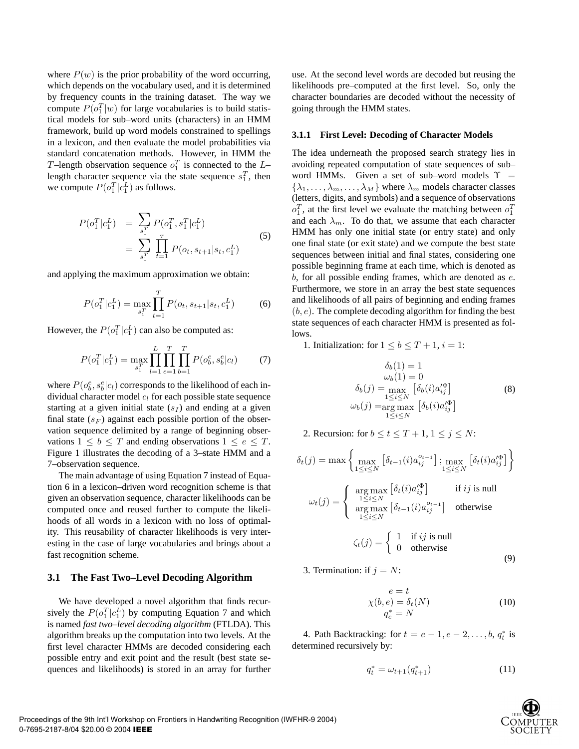where $P(w)$ is the prior probability of the word occurring, which depends on the vocabulary used, and it is determined by frequency counts in the training dataset. The way we compute $P(o_1^T|w)$ for large vocabularies is to build statistical models for sub–word units (characters) in an HMM framework, build up word models constrained to spellings in a lexicon, and then evaluate the model probabilities via standard concatenation methods. However, in HMM the $T$–length observation sequence $o_1^T$ is connected to the $L$–length character sequence via the state sequence $s_1^T$, then we compute $P(o_1^T|c_1^L)$ as follows.

$$
\begin{aligned}
P(o_1^T|c_1^L) &= \sum_{s_1^T} P(o_1^T, s_1^T|c_1^L) \\
&= \sum_{s_1^T} \prod_{t=1}^{T} P(o_t, s_{t+1}|s_t, c_1^L)
\end{aligned}
\tag{5}
$$

and applying the maximum approximation we obtain:

$$
P(o_1^T|c_1^L) = \max_{s_1^T} \prod_{t=1}^{T} P(o_t, s_{t+1}|s_t, c_1^L) \tag{6}
$$

However, the $P(o_1^T|c_1^L)$ can also be computed as:

$$
P(o_1^T|c_1^L) = \max_{s_1^T} \prod_{l=1}^{L} \prod_{e=1}^{T} \prod_{b=1}^{T} P(o_b^e, s_b^e|c_l) \tag{7}
$$

where $P(o_b^e, s_b^e|c_l)$ corresponds to the likelihood of each individual character model $c_l$ for each possible state sequence starting at a given initial state ($s_I$) and ending at a given final state ($s_F$) against each possible portion of the observation sequence delimited by a range of beginning observations $1 \leq b \leq T$ and ending observations $1 \leq e \leq T$. Figure 1 illustrates the decoding of a 3–state HMM and a 7–observation sequence.

The main advantage of using Equation 7 instead of Equation 6 in a lexicon–driven word recognition scheme is that given an observation sequence, character likelihoods can be computed once and reused further to compute the likelihoods of all words in a lexicon with no loss of optimality. This reusability of character likelihoods is very interesting in the case of large vocabularies and brings about a fast recognition scheme.

### 3.1 The Fast Two–Level Decoding Algorithm

We have developed a novel algorithm that finds recursively the $P(o_1^T|c_1^L)$ by computing Equation 7 and which is named *fast two–level decoding algorithm* (FTLDA). This algorithm breaks up the computation into two levels. At the first level character HMMs are decoded considering each possible entry and exit point and the result (best state sequences and likelihoods) is stored in an array for further use. At the second level words are decoded but reusing the likelihoods pre–computed at the first level. So, only the character boundaries are decoded without the necessity of going through the HMM states.

#### 3.1.1 First Level: Decoding of Character Models

The idea underneath the proposed search strategy lies in avoiding repeated computation of state sequences of sub–word HMMs. Given a set of sub–word models $\Upsilon = \{\lambda_1, \ldots, \lambda_m, \ldots, \lambda_M\}$ where $\lambda_m$ models character classes (letters, digits, and symbols) and a sequence of observations $o_1^T$, at the first level we evaluate the matching between $o_1^T$ and each $\lambda_m$. To do that, we assume that each character HMM has only one initial state (or entry state) and only one final state (or exit state) and we compute the best state sequences between initial and final states, considering one possible beginning frame at each time, which is denoted as $b$, for all possible ending frames, which are denoted as $e$. Furthermore, we store in an array the best state sequences and likelihoods of all pairs of beginning and ending frames $(b, e)$. The complete decoding algorithm for finding the best state sequences of each character HMM is presented as follows.

1. Initialization: for $1 \leq b \leq T+1$, $i = 1$:

$$
\begin{aligned}
\delta_b(1) &= 1 \\
\omega_b(1) &= 0 \\
\delta_b(j) &= \max_{1 \leq i \leq N} \left[\delta_b(i) a_{ij}'^{\Phi}\right] \\
\omega_b(j) &= \arg\max_{1 \leq i \leq N} \left[\delta_b(i) a_{ij}'^{\Phi}\right]
\end{aligned}
\tag{8}
$$

2. Recursion: for $b \leq t \leq T+1$, $1 \leq j \leq N$:

$$
\delta_t(j) = \max\left\{ \max_{1 \leq i \leq N} \left[\delta_{t-1}(i) a_{ij}^{o_{t-1}}\right] ; \max_{1 \leq i \leq N} \left[\delta_t(i) a_{ij}'^{\Phi}\right] \right\}
$$

$$
\omega_t(j) = \begin{cases} \arg\max\limits_{1 \leq i \leq N} \left[\delta_t(i) a_{ij}'^{\Phi}\right] & \text{if } ij \text{ is null} \\ \arg\max\limits_{1 \leq i \leq N} \left[\delta_{t-1}(i) a_{ij}^{o_{t-1}}\right] & \text{otherwise} \end{cases}
$$

$$
\zeta_t(j) = \begin{cases} 1 & \text{if } ij \text{ is null} \\ 0 & \text{otherwise} \end{cases}
\tag{9}
$$

3. Termination: if $j = N$:

$$
\begin{aligned}
e &= t \\
\chi(b, e) &= \delta_t(N) \\
q_e^* &= N
\end{aligned}
\tag{10}
$$

4. Path Backtracking: for $t = e-1, e-2, \ldots, b$, $q_t^*$ is determined recursively by:

$$
q_t^* = \omega_{t+1}(q_{t+1}^*) \tag{11}
$$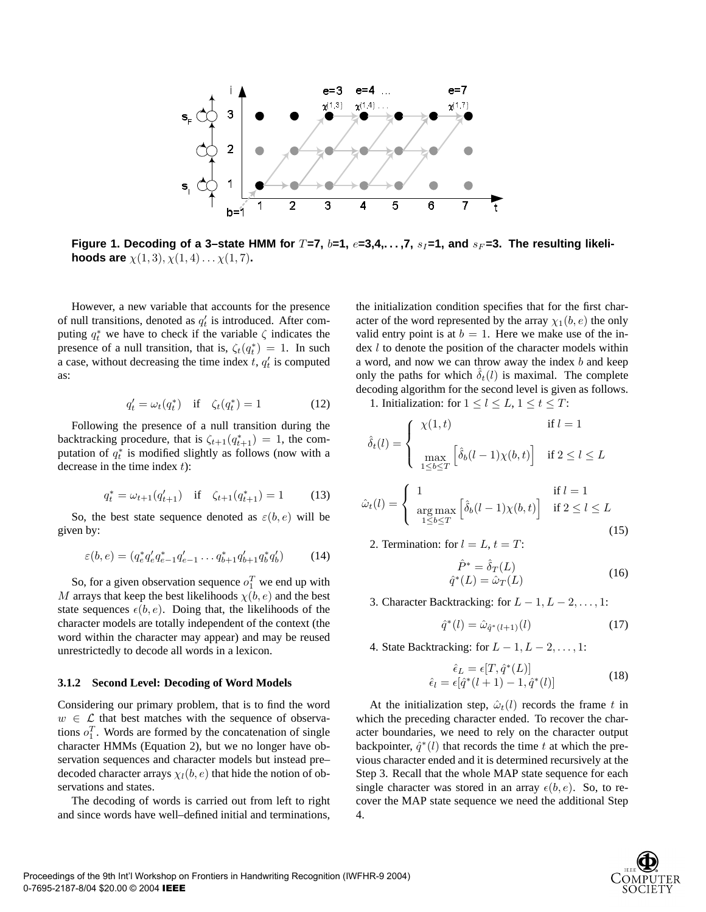Figure 1. Decoding of a 3–state HMM for $T$=7, $b$=1, $e$=3,4,. . . ,7, $s_I$=1, and $s_F$=3. The resulting likelihoods are $\chi(1,3), \chi(1,4) \ldots \chi(1,7)$.

However, a new variable that accounts for the presence of null transitions, denoted as $q'_t$ is introduced. After computing $q^*_t$ we have to check if the variable $\zeta$ indicates the presence of a null transition, that is, $\zeta_t(q^*_t) = 1$. In such a case, without decreasing the time index $t$, $q'_t$ is computed as:

$$q'_t = \omega_t(q^*_t) \quad \text{if} \quad \zeta_t(q^*_t) = 1 \tag{12}$$

Following the presence of a null transition during the backtracking procedure, that is $\zeta_{t+1}(q^*_{t+1}) = 1$, the computation of $q^*_t$ is modified slightly as follows (now with a decrease in the time index $t$):

$$q^*_t = \omega_{t+1}(q'_{t+1}) \quad \text{if} \quad \zeta_{t+1}(q^*_{t+1}) = 1 \tag{13}$$

So, the best state sequence denoted as $\varepsilon(b,e)$ will be given by:

$$\varepsilon(b,e) = (q^*_e q'_e q^*_{e-1} q'_{e-1} \ldots q^*_{b+1} q'_{b+1} q^*_b q'_b) \tag{14}$$

So, for a given observation sequence $o_1^T$ we end up with $M$ arrays that keep the best likelihoods $\chi(b,e)$ and the best state sequences $\epsilon(b,e)$. Doing that, the likelihoods of the character models are totally independent of the context (the word within the character may appear) and may be reused unrestrictedly to decode all words in a lexicon.

#### 3.1.2 Second Level: Decoding of Word Models

Considering our primary problem, that is to find the word $w \in \mathcal{L}$ that best matches with the sequence of observations $o_1^T$. Words are formed by the concatenation of single character HMMs (Equation 2), but we no longer have observation sequences and character models but instead pre–decoded character arrays $\chi_l(b,e)$ that hide the notion of observations and states.

The decoding of words is carried out from left to right and since words have well–defined initial and terminations, the initialization condition specifies that for the first character of the word represented by the array $\chi_1(b,e)$ the only valid entry point is at $b = 1$. Here we make use of the index $l$ to denote the position of the character models within a word, and now we can throw away the index $b$ and keep only the paths for which $\hat{\delta}_t(l)$ is maximal. The complete decoding algorithm for the second level is given as follows.

1. Initialization: for $1 \leq l \leq L$, $1 \leq t \leq T$:

$$\hat{\delta}_t(l) = \begin{cases} \chi(1,t) & \text{if } l = 1 \\ \max\limits_{1 \leq b \leq T} \left[ \hat{\delta}_b(l-1) \chi(b,t) \right] & \text{if } 2 \leq l \leq L \end{cases}$$

$$\hat{\omega}_t(l) = \begin{cases} 1 & \text{if } l = 1 \\ \arg\max\limits_{1 \leq b \leq T} \left[ \hat{\delta}_b(l-1) \chi(b,t) \right] & \text{if } 2 \leq l \leq L \end{cases} \tag{15}$$

2. Termination: for $l = L$, $t = T$:

$$\begin{aligned} \hat{P}^* &= \hat{\delta}_T(L) \\ \hat{q}^*(L) &= \hat{\omega}_T(L) \end{aligned} \tag{16}$$

3. Character Backtracking: for $L-1, L-2, \ldots, 1$:

$$\hat{q}^*(l) = \hat{\omega}_{\hat{q}^*(l+1)}(l) \tag{17}$$

4. State Backtracking: for $L-1, L-2, \ldots, 1$:

$$\begin{aligned} \hat{\epsilon}_L &= \epsilon[T, \hat{q}^*(L)] \\ \hat{\epsilon}_l &= \epsilon[\hat{q}^*(l+1) - 1, \hat{q}^*(l)] \end{aligned} \tag{18}$$

At the initialization step, $\hat{\omega}_t(l)$ records the frame $t$ in which the preceding character ended. To recover the character boundaries, we need to rely on the character output backpointer, $\hat{q}^*(l)$ that records the time $t$ at which the previous character ended and it is determined recursively at the Step 3. Recall that the whole MAP state sequence for each single character was stored in an array $\epsilon(b,e)$. So, to recover the MAP state sequence we need the additional Step 4.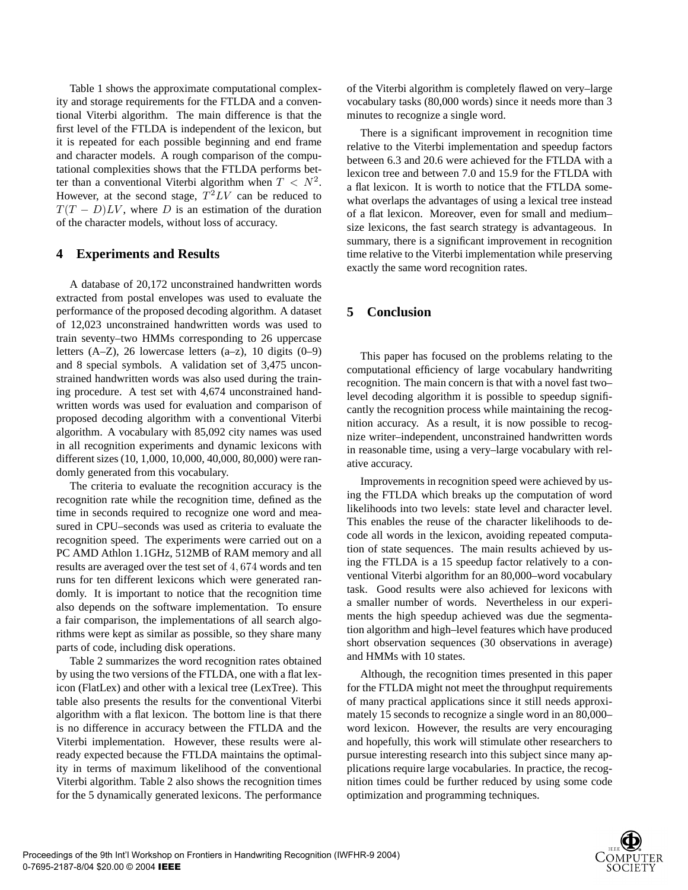Table 1 shows the approximate computational complexity and storage requirements for the FTLDA and a conventional Viterbi algorithm. The main difference is that the first level of the FTLDA is independent of the lexicon, but it is repeated for each possible beginning and end frame and character models. A rough comparison of the computational complexities shows that the FTLDA performs better than a conventional Viterbi algorithm when $T < N^2$. However, at the second stage, $T^2LV$ can be reduced to $T(T - D)LV$, where $D$ is an estimation of the duration of the character models, without loss of accuracy.

## 4 Experiments and Results

A database of 20,172 unconstrained handwritten words extracted from postal envelopes was used to evaluate the performance of the proposed decoding algorithm. A dataset of 12,023 unconstrained handwritten words was used to train seventy–two HMMs corresponding to 26 uppercase letters (A–Z), 26 lowercase letters (a–z), 10 digits (0–9) and 8 special symbols. A validation set of 3,475 unconstrained handwritten words was also used during the training procedure. A test set with 4,674 unconstrained handwritten words was used for evaluation and comparison of proposed decoding algorithm with a conventional Viterbi algorithm. A vocabulary with 85,092 city names was used in all recognition experiments and dynamic lexicons with different sizes (10, 1,000, 10,000, 40,000, 80,000) were randomly generated from this vocabulary.

The criteria to evaluate the recognition accuracy is the recognition rate while the recognition time, defined as the time in seconds required to recognize one word and measured in CPU–seconds was used as criteria to evaluate the recognition speed. The experiments were carried out on a PC AMD Athlon 1.1GHz, 512MB of RAM memory and all results are averaged over the test set of $4,674$ words and ten runs for ten different lexicons which were generated randomly. It is important to notice that the recognition time also depends on the software implementation. To ensure a fair comparison, the implementations of all search algorithms were kept as similar as possible, so they share many parts of code, including disk operations.

Table 2 summarizes the word recognition rates obtained by using the two versions of the FTLDA, one with a flat lexicon (FlatLex) and other with a lexical tree (LexTree). This table also presents the results for the conventional Viterbi algorithm with a flat lexicon. The bottom line is that there is no difference in accuracy between the FTLDA and the Viterbi implementation. However, these results were already expected because the FTLDA maintains the optimality in terms of maximum likelihood of the conventional Viterbi algorithm. Table 2 also shows the recognition times for the 5 dynamically generated lexicons. The performance of the Viterbi algorithm is completely flawed on very–large vocabulary tasks (80,000 words) since it needs more than 3 minutes to recognize a single word.

There is a significant improvement in recognition time relative to the Viterbi implementation and speedup factors between 6.3 and 20.6 were achieved for the FTLDA with a lexicon tree and between 7.0 and 15.9 for the FTLDA with a flat lexicon. It is worth to notice that the FTLDA somewhat overlaps the advantages of using a lexical tree instead of a flat lexicon. Moreover, even for small and medium–size lexicons, the fast search strategy is advantageous. In summary, there is a significant improvement in recognition time relative to the Viterbi implementation while preserving exactly the same word recognition rates.

## 5 Conclusion

This paper has focused on the problems relating to the computational efficiency of large vocabulary handwriting recognition. The main concern is that with a novel fast two–level decoding algorithm it is possible to speedup significantly the recognition process while maintaining the recognition accuracy. As a result, it is now possible to recognize writer–independent, unconstrained handwritten words in reasonable time, using a very–large vocabulary with relative accuracy.

Improvements in recognition speed were achieved by using the FTLDA which breaks up the computation of word likelihoods into two levels: state level and character level. This enables the reuse of the character likelihoods to decode all words in the lexicon, avoiding repeated computation of state sequences. The main results achieved by using the FTLDA is a 15 speedup factor relatively to a conventional Viterbi algorithm for an 80,000–word vocabulary task. Good results were also achieved for lexicons with a smaller number of words. Nevertheless in our experiments the high speedup achieved was due the segmentation algorithm and high–level features which have produced short observation sequences (30 observations in average) and HMMs with 10 states.

Although, the recognition times presented in this paper for the FTLDA might not meet the throughput requirements of many practical applications since it still needs approximately 15 seconds to recognize a single word in an 80,000–word lexicon. However, the results are very encouraging and hopefully, this work will stimulate other researchers to pursue interesting research into this subject since many applications require large vocabularies. In practice, the recognition times could be further reduced by using some code optimization and programming techniques.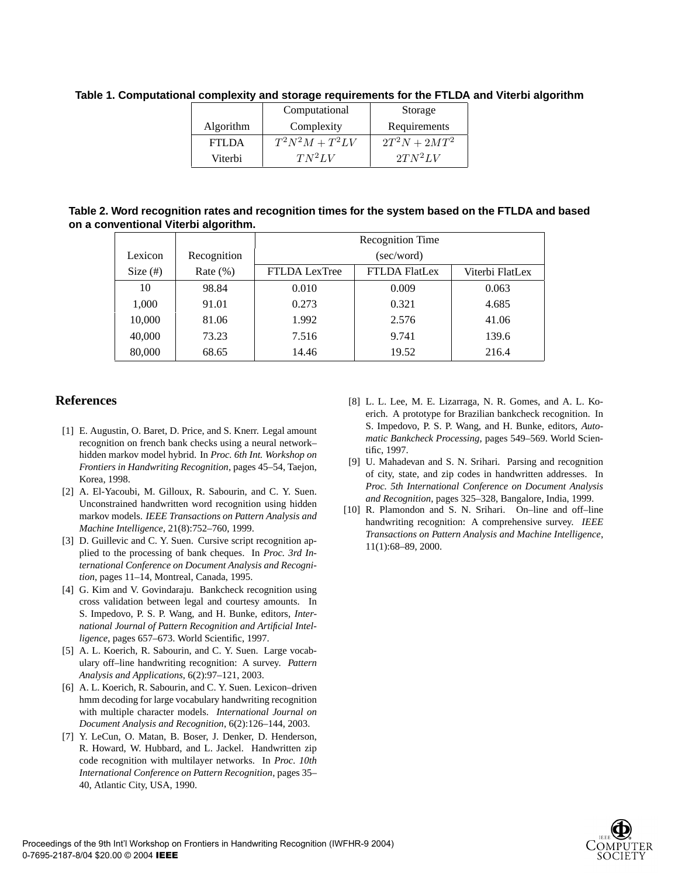**Table 1. Computational complexity and storage requirements for the FTLDA and Viterbi algorithm**

| Algorithm | Computational Complexity | Storage Requirements |
|---|---|---|
| FTLDA | $T^2N^2M + T^2LV$ | $2T^2N + 2MT^2$ |
| Viterbi | $TN^2LV$ | $2TN^2LV$ |

**Table 2. Word recognition rates and recognition times for the system based on the FTLDA and based on a conventional Viterbi algorithm.**

| Lexicon Size (#) | Recognition Rate (%) | Recognition Time (sec/word) | | |
|---|---|---|---|---|
| | | FTLDA LexTree | FTLDA FlatLex | Viterbi FlatLex |
| 10 | 98.84 | 0.010 | 0.009 | 0.063 |
| 1,000 | 91.01 | 0.273 | 0.321 | 4.685 |
| 10,000 | 81.06 | 1.992 | 2.576 | 41.06 |
| 40,000 | 73.23 | 7.516 | 9.741 | 139.6 |
| 80,000 | 68.65 | 14.46 | 19.52 | 216.4 |

## References

[1] E. Augustin, O. Baret, D. Price, and S. Knerr. Legal amount recognition on french bank checks using a neural network–hidden markov model hybrid. In *Proc. 6th Int. Workshop on Frontiers in Handwriting Recognition*, pages 45–54, Taejon, Korea, 1998.

[2] A. El-Yacoubi, M. Gilloux, R. Sabourin, and C. Y. Suen. Unconstrained handwritten word recognition using hidden markov models. *IEEE Transactions on Pattern Analysis and Machine Intelligence*, 21(8):752–760, 1999.

[3] D. Guillevic and C. Y. Suen. Cursive script recognition applied to the processing of bank cheques. In *Proc. 3rd International Conference on Document Analysis and Recognition*, pages 11–14, Montreal, Canada, 1995.

[4] G. Kim and V. Govindaraju. Bankcheck recognition using cross validation between legal and courtesy amounts. In S. Impedovo, P. S. P. Wang, and H. Bunke, editors, *International Journal of Pattern Recognition and Artificial Intelligence*, pages 657–673. World Scientific, 1997.

[5] A. L. Koerich, R. Sabourin, and C. Y. Suen. Large vocabulary off–line handwriting recognition: A survey. *Pattern Analysis and Applications*, 6(2):97–121, 2003.

[6] A. L. Koerich, R. Sabourin, and C. Y. Suen. Lexicon–driven hmm decoding for large vocabulary handwriting recognition with multiple character models. *International Journal on Document Analysis and Recognition*, 6(2):126–144, 2003.

[7] Y. LeCun, O. Matan, B. Boser, J. Denker, D. Henderson, R. Howard, W. Hubbard, and L. Jackel. Handwritten zip code recognition with multilayer networks. In *Proc. 10th International Conference on Pattern Recognition*, pages 35–40, Atlantic City, USA, 1990.

[8] L. L. Lee, M. E. Lizarraga, N. R. Gomes, and A. L. Koerich. A prototype for Brazilian bankcheck recognition. In S. Impedovo, P. S. P. Wang, and H. Bunke, editors, *Automatic Bankcheck Processing*, pages 549–569. World Scientific, 1997.

[9] U. Mahadevan and S. N. Srihari. Parsing and recognition of city, state, and zip codes in handwritten addresses. In *Proc. 5th International Conference on Document Analysis and Recognition*, pages 325–328, Bangalore, India, 1999.

[10] R. Plamondon and S. N. Srihari. On–line and off–line handwriting recognition: A comprehensive survey. *IEEE Transactions on Pattern Analysis and Machine Intelligence*, 11(1):68–89, 2000.